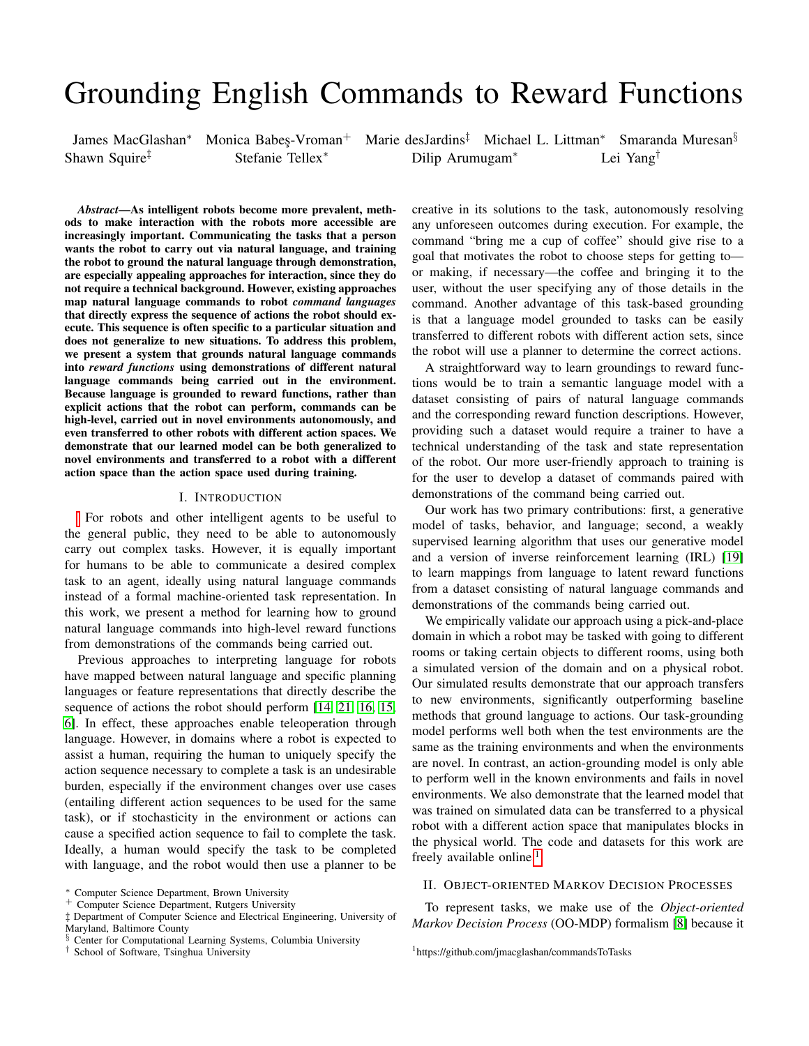# Grounding English Commands to Reward Functions

James MacGlashan* Monica Babeş-Vroman+ Marie desJardins‡ Michael L. Littman* Smaranda Muresan§ Shawn Squire‡ Stefanie Tellex* Dilip Arumugam* Lei Yang†

***Abstract*—As intelligent robots become more prevalent, methods to make interaction with the robots more accessible are increasingly important. Communicating the tasks that a person wants the robot to carry out via natural language, and training the robot to ground the natural language through demonstration, are especially appealing approaches for interaction, since they do not require a technical background. However, existing approaches map natural language commands to robot *command languages* that directly express the sequence of actions the robot should execute. This sequence is often specific to a particular situation and does not generalize to new situations. To address this problem, we present a system that grounds natural language commands into *reward functions* using demonstrations of different natural language commands being carried out in the environment. Because language is grounded to reward functions, rather than explicit actions that the robot can perform, commands can be high-level, carried out in novel environments autonomously, and even transferred to other robots with different action spaces. We demonstrate that our learned model can be both generalized to novel environments and transferred to a robot with a different action space than the action space used during training.**

## I. Introduction

For robots and other intelligent agents to be useful to the general public, they need to be able to autonomously carry out complex tasks. However, it is equally important for humans to be able to communicate a desired complex task to an agent, ideally using natural language commands instead of a formal machine-oriented task representation. In this work, we present a method for learning how to ground natural language commands into high-level reward functions from demonstrations of the commands being carried out.

Previous approaches to interpreting language for robots have mapped between natural language and specific planning languages or feature representations that directly describe the sequence of actions the robot should perform [14, 21, 16, 15, 6]. In effect, these approaches enable teleoperation through language. However, in domains where a robot is expected to assist a human, requiring the human to uniquely specify the action sequence necessary to complete a task is an undesirable burden, especially if the environment changes over use cases (entailing different action sequences to be used for the same task), or if stochasticity in the environment or actions can cause a specified action sequence to fail to complete the task. Ideally, a human would specify the task to be completed with language, and the robot would then use a planner to be creative in its solutions to the task, autonomously resolving any unforeseen outcomes during execution. For example, the command "bring me a cup of coffee" should give rise to a goal that motivates the robot to choose steps for getting to—or making, if necessary—the coffee and bringing it to the user, without the user specifying any of those details in the command. Another advantage of this task-based grounding is that a language model grounded to tasks can be easily transferred to different robots with different action sets, since the robot will use a planner to determine the correct actions.

A straightforward way to learn groundings to reward functions would be to train a semantic language model with a dataset consisting of pairs of natural language commands and the corresponding reward function descriptions. However, providing such a dataset would require a trainer to have a technical understanding of the task and state representation of the robot. Our more user-friendly approach to training is for the user to develop a dataset of commands paired with demonstrations of the command being carried out.

Our work has two primary contributions: first, a generative model of tasks, behavior, and language; second, a weakly supervised learning algorithm that uses our generative model and a version of inverse reinforcement learning (IRL) [19] to learn mappings from language to latent reward functions from a dataset consisting of natural language commands and demonstrations of the commands being carried out.

We empirically validate our approach using a pick-and-place domain in which a robot may be tasked with going to different rooms or taking certain objects to different rooms, using both a simulated version of the domain and on a physical robot. Our simulated results demonstrate that our approach transfers to new environments, significantly outperforming baseline methods that ground language to actions. Our task-grounding model performs well both when the test environments are the same as the training environments and when the environments are novel. In contrast, an action-grounding model is only able to perform well in the known environments and fails in novel environments. We also demonstrate that the learned model that was trained on simulated data can be transferred to a physical robot with a different action space that manipulates blocks in the physical world. The code and datasets for this work are freely available online.[1]

## II. Object-oriented Markov Decision Processes

To represent tasks, we make use of the *Object-oriented Markov Decision Process* (OO-MDP) formalism [8] because it

---

* Computer Science Department, Brown University
+ Computer Science Department, Rutgers University
‡ Department of Computer Science and Electrical Engineering, University of Maryland, Baltimore County
§ Center for Computational Learning Systems, Columbia University
† School of Software, Tsinghua University

[1] https://github.com/jmacglashan/commandsToTasks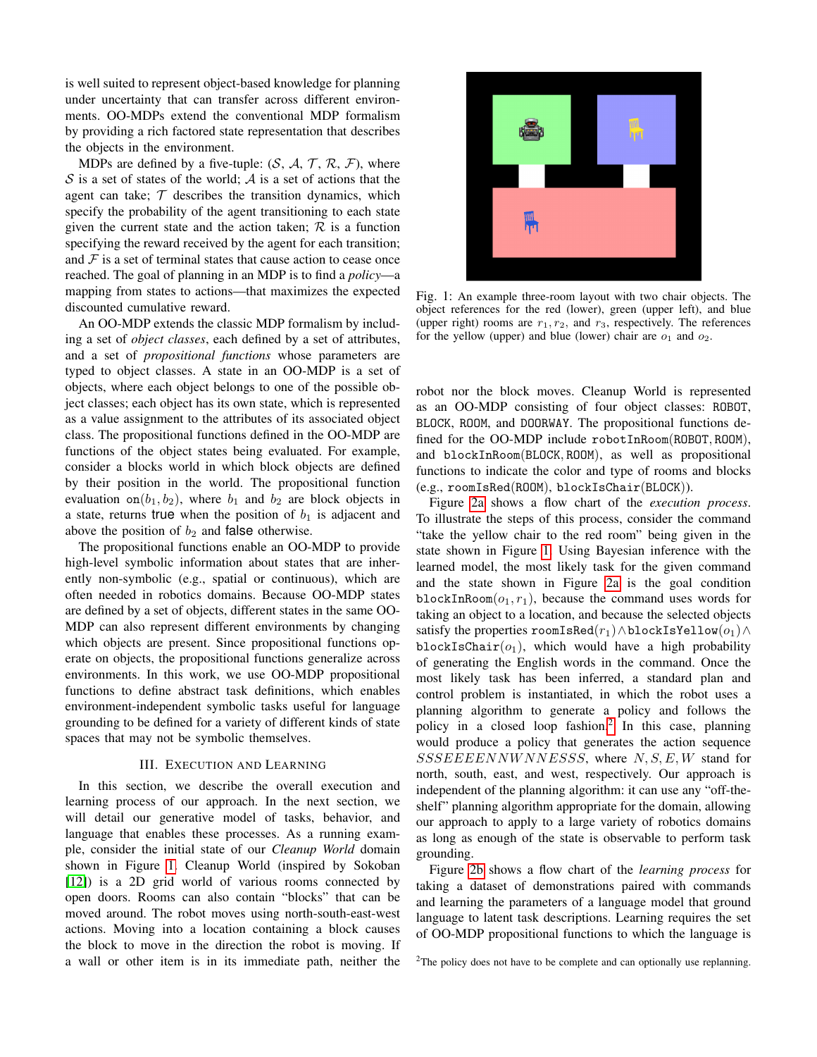is well suited to represent object-based knowledge for planning under uncertainty that can transfer across different environments. OO-MDPs extend the conventional MDP formalism by providing a rich factored state representation that describes the objects in the environment.

MDPs are defined by a five-tuple: ($\mathcal{S}$, $\mathcal{A}$, $\mathcal{T}$, $\mathcal{R}$, $\mathcal{F}$), where $\mathcal{S}$ is a set of states of the world; $\mathcal{A}$ is a set of actions that the agent can take; $\mathcal{T}$ describes the transition dynamics, which specify the probability of the agent transitioning to each state given the current state and the action taken; $\mathcal{R}$ is a function specifying the reward received by the agent for each transition; and $\mathcal{F}$ is a set of terminal states that cause action to cease once reached. The goal of planning in an MDP is to find a *policy*—a mapping from states to actions—that maximizes the expected discounted cumulative reward.

An OO-MDP extends the classic MDP formalism by including a set of *object classes*, each defined by a set of attributes, and a set of *propositional functions* whose parameters are typed to object classes. A state in an OO-MDP is a set of objects, where each object belongs to one of the possible object classes; each object has its own state, which is represented as a value assignment to the attributes of its associated object class. The propositional functions defined in the OO-MDP are functions of the object states being evaluated. For example, consider a blocks world in which block objects are defined by their position in the world. The propositional function evaluation $\texttt{on}(b_1, b_2)$, where $b_1$ and $b_2$ are block objects in a state, returns true when the position of $b_1$ is adjacent and above the position of $b_2$ and false otherwise.

The propositional functions enable an OO-MDP to provide high-level symbolic information about states that are inherently non-symbolic (e.g., spatial or continuous), which are often needed in robotics domains. Because OO-MDP states are defined by a set of objects, different states in the same OO-MDP can also represent different environments by changing which objects are present. Since propositional functions operate on objects, the propositional functions generalize across environments. In this work, we use OO-MDP propositional functions to define abstract task definitions, which enables environment-independent symbolic tasks useful for language grounding to be defined for a variety of different kinds of state spaces that may not be symbolic themselves.

## III. Execution and Learning

In this section, we describe the overall execution and learning process of our approach. In the next section, we will detail our generative model of tasks, behavior, and language that enables these processes. As a running example, consider the initial state of our *Cleanup World* domain shown in Figure 1. Cleanup World (inspired by Sokoban [12]) is a 2D grid world of various rooms connected by open doors. Rooms can also contain "blocks" that can be moved around. The robot moves using north-south-east-west actions. Moving into a location containing a block causes the block to move in the direction the robot is moving. If a wall or other item is in its immediate path, neither the robot nor the block moves. Cleanup World is represented as an OO-MDP consisting of four object classes: ROBOT, BLOCK, ROOM, and DOORWAY. The propositional functions defined for the OO-MDP include robotInRoom(ROBOT, ROOM), and blockInRoom(BLOCK, ROOM), as well as propositional functions to indicate the color and type of rooms and blocks (e.g., roomIsRed(ROOM), blockIsChair(BLOCK)).

Fig. 1: An example three-room layout with two chair objects. The object references for the red (lower), green (upper left), and blue (upper right) rooms are $r_1, r_2$, and $r_3$, respectively. The references for the yellow (upper) and blue (lower) chair are $o_1$ and $o_2$.

Figure 2a shows a flow chart of the *execution process*. To illustrate the steps of this process, consider the command "take the yellow chair to the red room" being given in the state shown in Figure 1. Using Bayesian inference with the learned model, the most likely task for the given command and the state shown in Figure 2a is the goal condition $\texttt{blockInRoom}(o_1, r_1)$, because the command uses words for taking an object to a location, and because the selected objects satisfy the properties $\texttt{roomIsRed}(r_1) \wedge \texttt{blockIsYellow}(o_1) \wedge \texttt{blockIsChair}(o_1)$, which would have a high probability of generating the English words in the command. Once the most likely task has been inferred, a standard plan and control problem is instantiated, in which the robot uses a planning algorithm to generate a policy and follows the policy in a closed loop fashion.[2] In this case, planning would produce a policy that generates the action sequence $SSSEEEENNWNNESSS$, where $N, S, E, W$ stand for north, south, east, and west, respectively. Our approach is independent of the planning algorithm: it can use any "off-the-shelf" planning algorithm appropriate for the domain, allowing our approach to apply to a large variety of robotics domains as long as enough of the state is observable to perform task grounding.

Figure 2b shows a flow chart of the *learning process* for taking a dataset of demonstrations paired with commands and learning the parameters of a language model that ground language to latent task descriptions. Learning requires the set of OO-MDP propositional functions to which the language is

[2]The policy does not have to be complete and can optionally use replanning.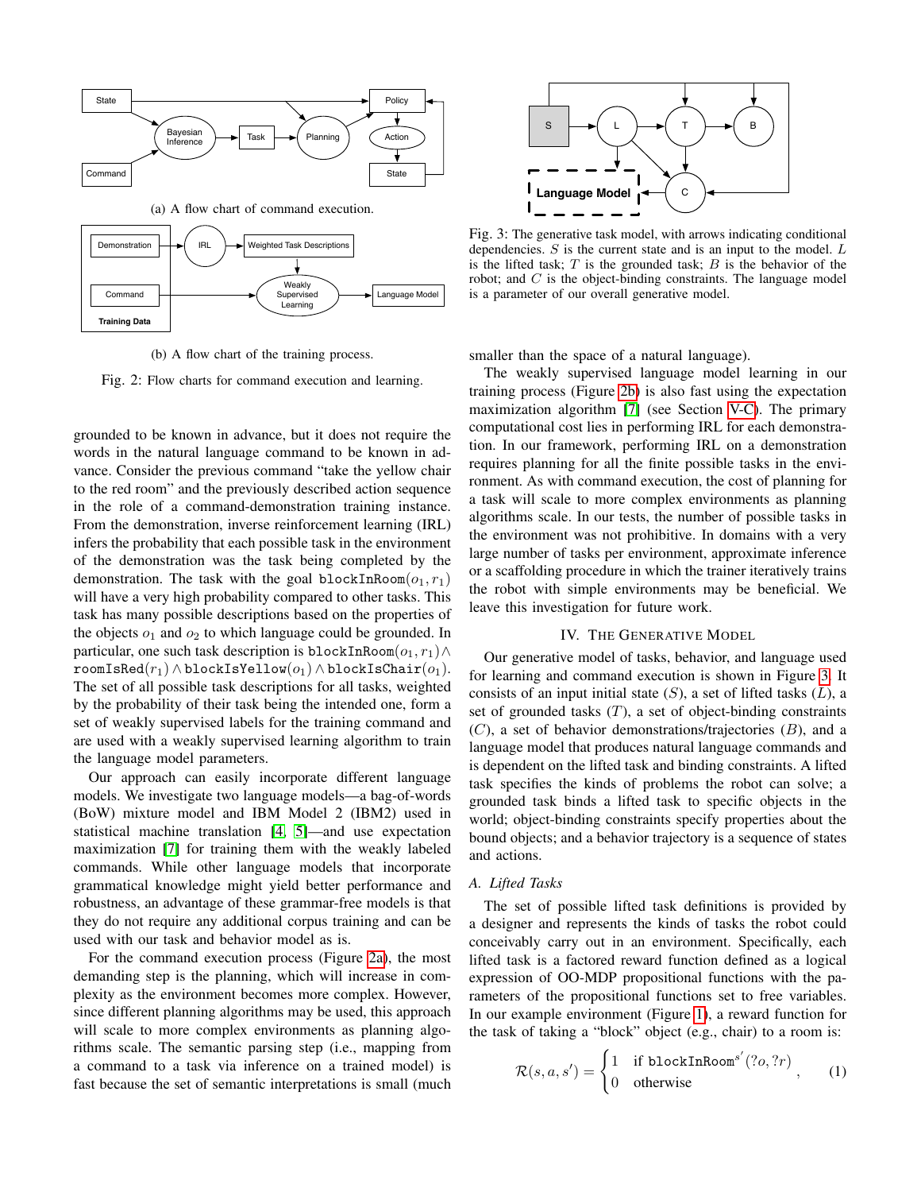(a) A flow chart of command execution.

(b) A flow chart of the training process.

Fig. 2: Flow charts for command execution and learning.

grounded to be known in advance, but it does not require the words in the natural language command to be known in advance. Consider the previous command "take the yellow chair to the red room" and the previously described action sequence in the role of a command-demonstration training instance. From the demonstration, inverse reinforcement learning (IRL) infers the probability that each possible task in the environment of the demonstration was the task being completed by the demonstration. The task with the goal $\texttt{blockInRoom}(o_1, r_1)$ will have a very high probability compared to other tasks. This task has many possible descriptions based on the properties of the objects $o_1$ and $o_2$ to which language could be grounded. In particular, one such task description is $\texttt{blockInRoom}(o_1, r_1) \wedge \texttt{roomIsRed}(r_1) \wedge \texttt{blockIsYellow}(o_1) \wedge \texttt{blockIsChair}(o_1)$. The set of all possible task descriptions for all tasks, weighted by the probability of their task being the intended one, form a set of weakly supervised labels for the training command and are used with a weakly supervised learning algorithm to train the language model parameters.

Our approach can easily incorporate different language models. We investigate two language models—a bag-of-words (BoW) mixture model and IBM Model 2 (IBM2) used in statistical machine translation [4, 5]—and use expectation maximization [7] for training them with the weakly labeled commands. While other language models that incorporate grammatical knowledge might yield better performance and robustness, an advantage of these grammar-free models is that they do not require any additional corpus training and can be used with our task and behavior model as is.

For the command execution process (Figure 2a), the most demanding step is the planning, which will increase in complexity as the environment becomes more complex. However, since different planning algorithms may be used, this approach will scale to more complex environments as planning algorithms scale. The semantic parsing step (i.e., mapping from a command to a task via inference on a trained model) is fast because the set of semantic interpretations is small (much smaller than the space of a natural language).

The weakly supervised language model learning in our training process (Figure 2b) is also fast using the expectation maximization algorithm [7] (see Section V-C). The primary computational cost lies in performing IRL for each demonstration. In our framework, performing IRL on a demonstration requires planning for all the finite possible tasks in the environment. As with command execution, the cost of planning for a task will scale to more complex environments as planning algorithms scale. In our tests, the number of possible tasks in the environment was not prohibitive. In domains with a very large number of tasks per environment, approximate inference or a scaffolding procedure in which the trainer iteratively trains the robot with simple environments may be beneficial. We leave this investigation for future work.

Fig. 3: The generative task model, with arrows indicating conditional dependencies. $S$ is the current state and is an input to the model. $L$ is the lifted task; $T$ is the grounded task; $B$ is the behavior of the robot; and $C$ is the object-binding constraints. The language model is a parameter of our overall generative model.

## IV. The Generative Model

Our generative model of tasks, behavior, and language used for learning and command execution is shown in Figure 3. It consists of an input initial state ($S$), a set of lifted tasks ($L$), a set of grounded tasks ($T$), a set of object-binding constraints ($C$), a set of behavior demonstrations/trajectories ($B$), and a language model that produces natural language commands and is dependent on the lifted task and binding constraints. A lifted task specifies the kinds of problems the robot can solve; a grounded task binds a lifted task to specific objects in the world; object-binding constraints specify properties about the bound objects; and a behavior trajectory is a sequence of states and actions.

### A. Lifted Tasks

The set of possible lifted task definitions is provided by a designer and represents the kinds of tasks the robot could conceivably carry out in an environment. Specifically, each lifted task is a factored reward function defined as a logical expression of OO-MDP propositional functions with the parameters of the propositional functions set to free variables. In our example environment (Figure 1), a reward function for the task of taking a "block" object (e.g., chair) to a room is:

$$\mathcal{R}(s, a, s') = \begin{cases} 1 & \text{if } \texttt{blockInRoom}^{s'}(?o, ?r) \\ 0 & \text{otherwise} \end{cases}, \quad (1)$$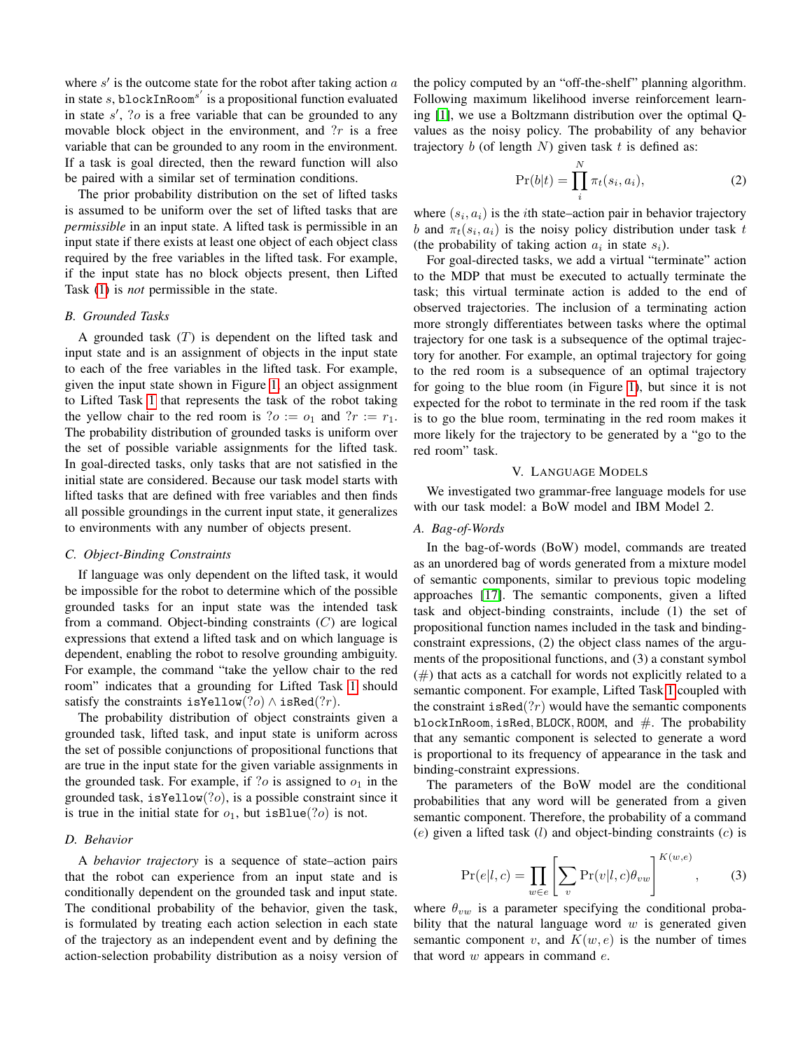where $s'$ is the outcome state for the robot after taking action $a$ in state $s$, $\texttt{blockInRoom}^{s'}$ is a propositional function evaluated in state $s'$, $?o$ is a free variable that can be grounded to any movable block object in the environment, and $?r$ is a free variable that can be grounded to any room in the environment. If a task is goal directed, then the reward function will also be paired with a similar set of termination conditions.

The prior probability distribution on the set of lifted tasks is assumed to be uniform over the set of lifted tasks that are *permissible* in an input state. A lifted task is permissible in an input state if there exists at least one object of each object class required by the free variables in the lifted task. For example, if the input state has no block objects present, then Lifted Task (1) is *not* permissible in the state.

### B. Grounded Tasks

A grounded task ($T$) is dependent on the lifted task and input state and is an assignment of objects in the input state to each of the free variables in the lifted task. For example, given the input state shown in Figure 1, an object assignment to Lifted Task 1 that represents the task of the robot taking the yellow chair to the red room is $?o := o_1$ and $?r := r_1$. The probability distribution of grounded tasks is uniform over the set of possible variable assignments for the lifted task. In goal-directed tasks, only tasks that are not satisfied in the initial state are considered. Because our task model starts with lifted tasks that are defined with free variables and then finds all possible groundings in the current input state, it generalizes to environments with any number of objects present.

### C. Object-Binding Constraints

If language was only dependent on the lifted task, it would be impossible for the robot to determine which of the possible grounded tasks for an input state was the intended task from a command. Object-binding constraints ($C$) are logical expressions that extend a lifted task and on which language is dependent, enabling the robot to resolve grounding ambiguity. For example, the command "take the yellow chair to the red room" indicates that a grounding for Lifted Task 1 should satisfy the constraints $\texttt{isYellow}(?o) \wedge \texttt{isRed}(?r)$.

The probability distribution of object constraints given a grounded task, lifted task, and input state is uniform across the set of possible conjunctions of propositional functions that are true in the input state for the given variable assignments in the grounded task. For example, if $?o$ is assigned to $o_1$ in the grounded task, $\texttt{isYellow}(?o)$, is a possible constraint since it is true in the initial state for $o_1$, but $\texttt{isBlue}(?o)$ is not.

### D. Behavior

A *behavior trajectory* is a sequence of state–action pairs that the robot can experience from an input state and is conditionally dependent on the grounded task and input state. The conditional probability of the behavior, given the task, is formulated by treating each action selection in each state of the trajectory as an independent event and by defining the action-selection probability distribution as a noisy version of the policy computed by an "off-the-shelf" planning algorithm. Following maximum likelihood inverse reinforcement learning [1], we use a Boltzmann distribution over the optimal Q-values as the noisy policy. The probability of any behavior trajectory $b$ (of length $N$) given task $t$ is defined as:

$$\Pr(b|t) = \prod_{i}^{N} \pi_t(s_i, a_i), \tag{2}$$

where $(s_i, a_i)$ is the $i$th state–action pair in behavior trajectory $b$ and $\pi_t(s_i, a_i)$ is the noisy policy distribution under task $t$ (the probability of taking action $a_i$ in state $s_i$).

For goal-directed tasks, we add a virtual "terminate" action to the MDP that must be executed to actually terminate the task; this virtual terminate action is added to the end of observed trajectories. The inclusion of a terminating action more strongly differentiates between tasks where the optimal trajectory for one task is a subsequence of the optimal trajectory for another. For example, an optimal trajectory for going to the red room is a subsequence of an optimal trajectory for going to the blue room (in Figure 1), but since it is not expected for the robot to terminate in the red room if the task is to go the blue room, terminating in the red room makes it more likely for the trajectory to be generated by a "go to the red room" task.

## V. Language Models

We investigated two grammar-free language models for use with our task model: a BoW model and IBM Model 2.

### A. Bag-of-Words

In the bag-of-words (BoW) model, commands are treated as an unordered bag of words generated from a mixture model of semantic components, similar to previous topic modeling approaches [17]. The semantic components, given a lifted task and object-binding constraints, include (1) the set of propositional function names included in the task and binding-constraint expressions, (2) the object class names of the arguments of the propositional functions, and (3) a constant symbol (#) that acts as a catchall for words not explicitly related to a semantic component. For example, Lifted Task 1 coupled with the constraint $\texttt{isRed}(?r)$ would have the semantic components $\texttt{blockInRoom}$, $\texttt{isRed}$, $\texttt{BLOCK}$, $\texttt{ROOM}$, and #. The probability that any semantic component is selected to generate a word is proportional to its frequency of appearance in the task and binding-constraint expressions.

The parameters of the BoW model are the conditional probabilities that any word will be generated from a given semantic component. Therefore, the probability of a command ($e$) given a lifted task ($l$) and object-binding constraints ($c$) is

$$\Pr(e|l, c) = \prod_{w \in e} \left[ \sum_{v} \Pr(v|l, c) \theta_{vw} \right]^{K(w,e)}, \tag{3}$$

where $\theta_{vw}$ is a parameter specifying the conditional probability that the natural language word $w$ is generated given semantic component $v$, and $K(w, e)$ is the number of times that word $w$ appears in command $e$.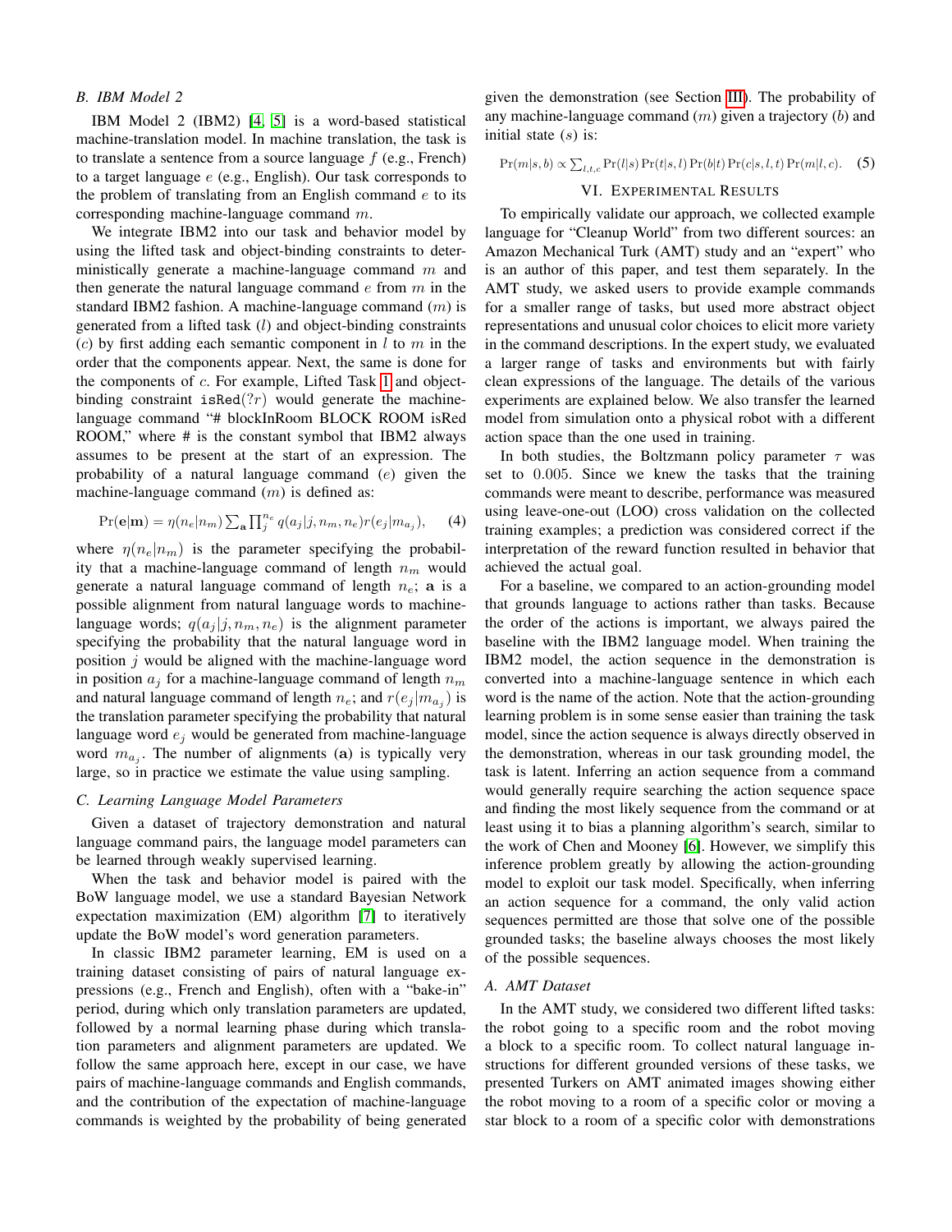### B. IBM Model 2

IBM Model 2 (IBM2) [4, 5] is a word-based statistical machine-translation model. In machine translation, the task is to translate a sentence from a source language $f$ (e.g., French) to a target language $e$ (e.g., English). Our task corresponds to the problem of translating from an English command $e$ to its corresponding machine-language command $m$.

We integrate IBM2 into our task and behavior model by using the lifted task and object-binding constraints to deterministically generate a machine-language command $m$ and then generate the natural language command $e$ from $m$ in the standard IBM2 fashion. A machine-language command ($m$) is generated from a lifted task ($l$) and object-binding constraints ($c$) by first adding each semantic component in $l$ to $m$ in the order that the components appear. Next, the same is done for the components of $c$. For example, Lifted Task 1 and object-binding constraint isRed($?r$) would generate the machine-language command "# blockInRoom BLOCK ROOM isRed ROOM," where # is the constant symbol that IBM2 always assumes to be present at the start of an expression. The probability of a natural language command ($e$) given the machine-language command ($m$) is defined as:

$$\Pr(\mathbf{e}|\mathbf{m}) = \eta(n_e|n_m) \sum_{\mathbf{a}} \prod_j^{n_e} q(a_j|j, n_m, n_e) r(e_j|m_{a_j}), \quad (4)$$

where $\eta(n_e|n_m)$ is the parameter specifying the probability that a machine-language command of length $n_m$ would generate a natural language command of length $n_e$; $\mathbf{a}$ is a possible alignment from natural language words to machine-language words; $q(a_j|j, n_m, n_e)$ is the alignment parameter specifying the probability that the natural language word in position $j$ would be aligned with the machine-language word in position $a_j$ for a machine-language command of length $n_m$ and natural language command of length $n_e$; and $r(e_j|m_{a_j})$ is the translation parameter specifying the probability that natural language word $e_j$ would be generated from machine-language word $m_{a_j}$. The number of alignments ($\mathbf{a}$) is typically very large, so in practice we estimate the value using sampling.

### C. Learning Language Model Parameters

Given a dataset of trajectory demonstration and natural language command pairs, the language model parameters can be learned through weakly supervised learning.

When the task and behavior model is paired with the BoW language model, we use a standard Bayesian Network expectation maximization (EM) algorithm [7] to iteratively update the BoW model's word generation parameters.

In classic IBM2 parameter learning, EM is used on a training dataset consisting of pairs of natural language expressions (e.g., French and English), often with a "bake-in" period, during which only translation parameters are updated, followed by a normal learning phase during which translation parameters and alignment parameters are updated. We follow the same approach here, except in our case, we have pairs of machine-language commands and English commands, and the contribution of the expectation of machine-language commands is weighted by the probability of being generated given the demonstration (see Section III). The probability of any machine-language command ($m$) given a trajectory ($b$) and initial state ($s$) is:

$$\Pr(m|s, b) \propto \sum_{l,t,c} \Pr(l|s) \Pr(t|s, l) \Pr(b|t) \Pr(c|s, l, t) \Pr(m|l, c). \quad (5)$$

## VI. Experimental Results

To empirically validate our approach, we collected example language for "Cleanup World" from two different sources: an Amazon Mechanical Turk (AMT) study and an "expert" who is an author of this paper, and test them separately. In the AMT study, we asked users to provide example commands for a smaller range of tasks, but used more abstract object representations and unusual color choices to elicit more variety in the command descriptions. In the expert study, we evaluated a larger range of tasks and environments but with fairly clean expressions of the language. The details of the various experiments are explained below. We also transfer the learned model from simulation onto a physical robot with a different action space than the one used in training.

In both studies, the Boltzmann policy parameter $\tau$ was set to $0.005$. Since we knew the tasks that the training commands were meant to describe, performance was measured using leave-one-out (LOO) cross validation on the collected training examples; a prediction was considered correct if the interpretation of the reward function resulted in behavior that achieved the actual goal.

For a baseline, we compared to an action-grounding model that grounds language to actions rather than tasks. Because the order of the actions is important, we always paired the baseline with the IBM2 language model. When training the IBM2 model, the action sequence in the demonstration is converted into a machine-language sentence in which each word is the name of the action. Note that the action-grounding learning problem is in some sense easier than training the task model, since the action sequence is always directly observed in the demonstration, whereas in our task grounding model, the task is latent. Inferring an action sequence from a command would generally require searching the action sequence space and finding the most likely sequence from the command or at least using it to bias a planning algorithm's search, similar to the work of Chen and Mooney [6]. However, we simplify this inference problem greatly by allowing the action-grounding model to exploit our task model. Specifically, when inferring an action sequence for a command, the only valid action sequences permitted are those that solve one of the possible grounded tasks; the baseline always chooses the most likely of the possible sequences.

### A. AMT Dataset

In the AMT study, we considered two different lifted tasks: the robot going to a specific room and the robot moving a block to a specific room. To collect natural language instructions for different grounded versions of these tasks, we presented Turkers on AMT animated images showing either the robot moving to a room of a specific color or moving a star block to a room of a specific color with demonstrations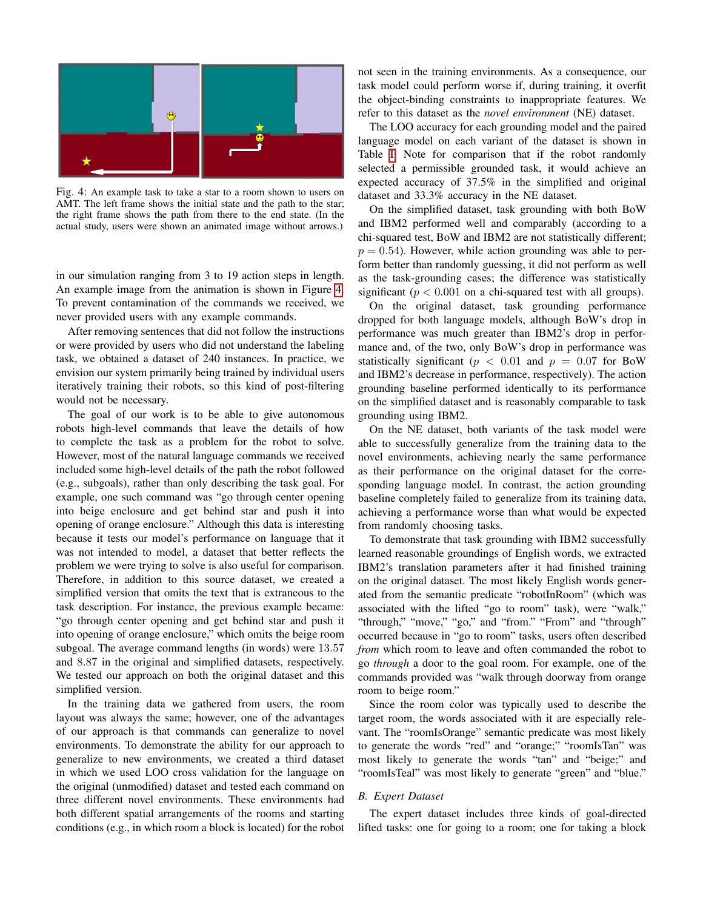Fig. 4: An example task to take a star to a room shown to users on AMT. The left frame shows the initial state and the path to the star; the right frame shows the path from there to the end state. (In the actual study, users were shown an animated image without arrows.)

in our simulation ranging from 3 to 19 action steps in length. An example image from the animation is shown in Figure 4. To prevent contamination of the commands we received, we never provided users with any example commands.

After removing sentences that did not follow the instructions or were provided by users who did not understand the labeling task, we obtained a dataset of 240 instances. In practice, we envision our system primarily being trained by individual users iteratively training their robots, so this kind of post-filtering would not be necessary.

The goal of our work is to be able to give autonomous robots high-level commands that leave the details of how to complete the task as a problem for the robot to solve. However, most of the natural language commands we received included some high-level details of the path the robot followed (e.g., subgoals), rather than only describing the task goal. For example, one such command was "go through center opening into beige enclosure and get behind star and push it into opening of orange enclosure." Although this data is interesting because it tests our model's performance on language that it was not intended to model, a dataset that better reflects the problem we were trying to solve is also useful for comparison. Therefore, in addition to this source dataset, we created a simplified version that omits the text that is extraneous to the task description. For instance, the previous example became: "go through center opening and get behind star and push it into opening of orange enclosure," which omits the beige room subgoal. The average command lengths (in words) were 13.57 and 8.87 in the original and simplified datasets, respectively. We tested our approach on both the original dataset and this simplified version.

In the training data we gathered from users, the room layout was always the same; however, one of the advantages of our approach is that commands can generalize to novel environments. To demonstrate the ability for our approach to generalize to new environments, we created a third dataset in which we used LOO cross validation for the language on the original (unmodified) dataset and tested each command on three different novel environments. These environments had both different spatial arrangements of the rooms and starting conditions (e.g., in which room a block is located) for the robot not seen in the training environments. As a consequence, our task model could perform worse if, during training, it overfit the object-binding constraints to inappropriate features. We refer to this dataset as the *novel environment* (NE) dataset.

The LOO accuracy for each grounding model and the paired language model on each variant of the dataset is shown in Table I. Note for comparison that if the robot randomly selected a permissible grounded task, it would achieve an expected accuracy of 37.5% in the simplified and original dataset and 33.3% accuracy in the NE dataset.

On the simplified dataset, task grounding with both BoW and IBM2 performed well and comparably (according to a chi-squared test, BoW and IBM2 are not statistically different; $p = 0.54$). However, while action grounding was able to perform better than randomly guessing, it did not perform as well as the task-grounding cases; the difference was statistically significant ($p < 0.001$ on a chi-squared test with all groups).

On the original dataset, task grounding performance dropped for both language models, although BoW's drop in performance was much greater than IBM2's drop in performance and, of the two, only BoW's drop in performance was statistically significant ($p < 0.01$ and $p = 0.07$ for BoW and IBM2's decrease in performance, respectively). The action grounding baseline performed identically to its performance on the simplified dataset and is reasonably comparable to task grounding using IBM2.

On the NE dataset, both variants of the task model were able to successfully generalize from the training data to the novel environments, achieving nearly the same performance as their performance on the original dataset for the corresponding language model. In contrast, the action grounding baseline completely failed to generalize from its training data, achieving a performance worse than what would be expected from randomly choosing tasks.

To demonstrate that task grounding with IBM2 successfully learned reasonable groundings of English words, we extracted IBM2's translation parameters after it had finished training on the original dataset. The most likely English words generated from the semantic predicate "robotInRoom" (which was associated with the lifted "go to room" task), were "walk," "through," "move," "go," and "from." "From" and "through" occurred because in "go to room" tasks, users often described *from* which room to leave and often commanded the robot to go *through* a door to the goal room. For example, one of the commands provided was "walk through doorway from orange room to beige room."

Since the room color was typically used to describe the target room, the words associated with it are especially relevant. The "roomIsOrange" semantic predicate was most likely to generate the words "red" and "orange;" "roomIsTan" was most likely to generate the words "tan" and "beige;" and "roomIsTeal" was most likely to generate "green" and "blue."

### B. Expert Dataset

The expert dataset includes three kinds of goal-directed lifted tasks: one for going to a room; one for taking a block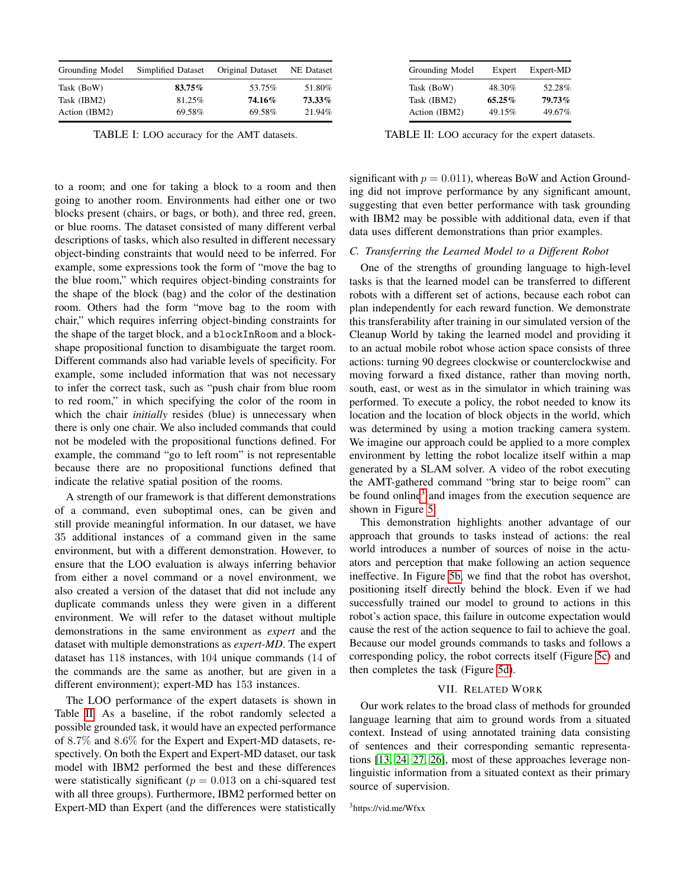| Grounding Model | Simplified Dataset | Original Dataset | NE Dataset |
|---|---|---|---|
| Task (BoW) | **83.75%** | 53.75% | 51.80% |
| Task (IBM2) | 81.25% | **74.16%** | **73.33%** |
| Action (IBM2) | 69.58% | 69.58% | 21.94% |

TABLE I: LOO accuracy for the AMT datasets.

| Grounding Model | Expert | Expert-MD |
|---|---|---|
| Task (BoW) | 48.30% | 52.28% |
| Task (IBM2) | **65.25%** | **79.73%** |
| Action (IBM2) | 49.15% | 49.67% |

TABLE II: LOO accuracy for the expert datasets.

to a room; and one for taking a block to a room and then going to another room. Environments had either one or two blocks present (chairs, or bags, or both), and three red, green, or blue rooms. The dataset consisted of many different verbal descriptions of tasks, which also resulted in different necessary object-binding constraints that would need to be inferred. For example, some expressions took the form of "move the bag to the blue room," which requires object-binding constraints for the shape of the block (bag) and the color of the destination room. Others had the form "move bag to the room with chair," which requires inferring object-binding constraints for the shape of the target block, and a `blockInRoom` and a block-shape propositional function to disambiguate the target room. Different commands also had variable levels of specificity. For example, some included information that was not necessary to infer the correct task, such as "push chair from blue room to red room," in which specifying the color of the room in which the chair *initially* resides (blue) is unnecessary when there is only one chair. We also included commands that could not be modeled with the propositional functions defined. For example, the command "go to left room" is not representable because there are no propositional functions defined that indicate the relative spatial position of the rooms.

A strength of our framework is that different demonstrations of a command, even suboptimal ones, can be given and still provide meaningful information. In our dataset, we have 35 additional instances of a command given in the same environment, but with a different demonstration. However, to ensure that the LOO evaluation is always inferring behavior from either a novel command or a novel environment, we also created a version of the dataset that did not include any duplicate commands unless they were given in a different environment. We will refer to the dataset without multiple demonstrations in the same environment as *expert* and the dataset with multiple demonstrations as *expert-MD*. The expert dataset has 118 instances, with 104 unique commands (14 of the commands are the same as another, but are given in a different environment); expert-MD has 153 instances.

The LOO performance of the expert datasets is shown in Table II. As a baseline, if the robot randomly selected a possible grounded task, it would have an expected performance of 8.7% and 8.6% for the Expert and Expert-MD datasets, respectively. On both the Expert and Expert-MD dataset, our task model with IBM2 performed the best and these differences were statistically significant ($p = 0.013$ on a chi-squared test with all three groups). Furthermore, IBM2 performed better on Expert-MD than Expert (and the differences were statistically significant with $p = 0.011$), whereas BoW and Action Grounding did not improve performance by any significant amount, suggesting that even better performance with task grounding with IBM2 may be possible with additional data, even if that data uses different demonstrations than prior examples.

### C. Transferring the Learned Model to a Different Robot

One of the strengths of grounding language to high-level tasks is that the learned model can be transferred to different robots with a different set of actions, because each robot can plan independently for each reward function. We demonstrate this transferability after training in our simulated version of the Cleanup World by taking the learned model and providing it to an actual mobile robot whose action space consists of three actions: turning 90 degrees clockwise or counterclockwise and moving forward a fixed distance, rather than moving north, south, east, or west as in the simulator in which training was performed. To execute a policy, the robot needed to know its location and the location of block objects in the world, which was determined by using a motion tracking camera system. We imagine our approach could be applied to a more complex environment by letting the robot localize itself within a map generated by a SLAM solver. A video of the robot executing the AMT-gathered command "bring star to beige room" can be found online[3] and images from the execution sequence are shown in Figure 5.

This demonstration highlights another advantage of our approach that grounds to tasks instead of actions: the real world introduces a number of sources of noise in the actuators and perception that make following an action sequence ineffective. In Figure 5b, we find that the robot has overshot, positioning itself directly behind the block. Even if we had successfully trained our model to ground to actions in this robot's action space, this failure in outcome expectation would cause the rest of the action sequence to fail to achieve the goal. Because our model grounds commands to tasks and follows a corresponding policy, the robot corrects itself (Figure 5c) and then completes the task (Figure 5d).

## VII. Related Work

Our work relates to the broad class of methods for grounded language learning that aim to ground words from a situated context. Instead of using annotated training data consisting of sentences and their corresponding semantic representations [13, 24, 27, 26], most of these approaches leverage non-linguistic information from a situated context as their primary source of supervision.

[3]https://vid.me/Wfxx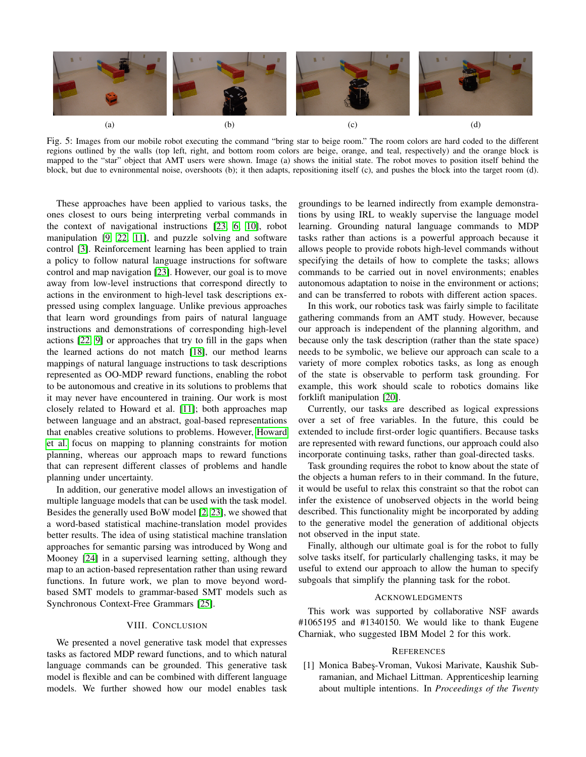(a) (b) (c) (d)

Fig. 5: Images from our mobile robot executing the command "bring star to beige room." The room colors are hard coded to the different regions outlined by the walls (top left, right, and bottom room colors are beige, orange, and teal, respectively) and the orange block is mapped to the "star" object that AMT users were shown. Image (a) shows the initial state. The robot moves to position itself behind the block, but due to evnironmental noise, overshoots (b); it then adapts, repositioning itself (c), and pushes the block into the target room (d).

These approaches have been applied to various tasks, the ones closest to ours being interpreting verbal commands in the context of navigational instructions [23, 6, 10], robot manipulation [9, 22, 11], and puzzle solving and software control [3]. Reinforcement learning has been applied to train a policy to follow natural language instructions for software control and map navigation [23]. However, our goal is to move away from low-level instructions that correspond directly to actions in the environment to high-level task descriptions expressed using complex language. Unlike previous approaches that learn word groundings from pairs of natural language instructions and demonstrations of corresponding high-level actions [22, 9] or approaches that try to fill in the gaps when the learned actions do not match [18], our method learns mappings of natural language instructions to task descriptions represented as OO-MDP reward functions, enabling the robot to be autonomous and creative in its solutions to problems that it may never have encountered in training. Our work is most closely related to Howard et al. [11]; both approaches map between language and an abstract, goal-based representations that enables creative solutions to problems. However, Howard et al. focus on mapping to planning constraints for motion planning, whereas our approach maps to reward functions that can represent different classes of problems and handle planning under uncertainty.

In addition, our generative model allows an investigation of multiple language models that can be used with the task model. Besides the generally used BoW model [2, 23], we showed that a word-based statistical machine-translation model provides better results. The idea of using statistical machine translation approaches for semantic parsing was introduced by Wong and Mooney [24] in a supervised learning setting, although they map to an action-based representation rather than using reward functions. In future work, we plan to move beyond word-based SMT models to grammar-based SMT models such as Synchronous Context-Free Grammars [25].

## VIII. Conclusion

We presented a novel generative task model that expresses tasks as factored MDP reward functions, and to which natural language commands can be grounded. This generative task model is flexible and can be combined with different language models. We further showed how our model enables task groundings to be learned indirectly from example demonstrations by using IRL to weakly supervise the language model learning. Grounding natural language commands to MDP tasks rather than actions is a powerful approach because it allows people to provide robots high-level commands without specifying the details of how to complete the tasks; allows commands to be carried out in novel environments; enables autonomous adaptation to noise in the environment or actions; and can be transferred to robots with different action spaces.

In this work, our robotics task was fairly simple to facilitate gathering commands from an AMT study. However, because our approach is independent of the planning algorithm, and because only the task description (rather than the state space) needs to be symbolic, we believe our approach can scale to a variety of more complex robotics tasks, as long as enough of the state is observable to perform task grounding. For example, this work should scale to robotics domains like forklift manipulation [20].

Currently, our tasks are described as logical expressions over a set of free variables. In the future, this could be extended to include first-order logic quantifiers. Because tasks are represented with reward functions, our approach could also incorporate continuing tasks, rather than goal-directed tasks.

Task grounding requires the robot to know about the state of the objects a human refers to in their command. In the future, it would be useful to relax this constraint so that the robot can infer the existence of unobserved objects in the world being described. This functionality might be incorporated by adding to the generative model the generation of additional objects not observed in the input state.

Finally, although our ultimate goal is for the robot to fully solve tasks itself, for particularly challenging tasks, it may be useful to extend our approach to allow the human to specify subgoals that simplify the planning task for the robot.

## Acknowledgments

This work was supported by collaborative NSF awards #1065195 and #1340150. We would like to thank Eugene Charniak, who suggested IBM Model 2 for this work.

## References

[1] Monica Babeş-Vroman, Vukosi Marivate, Kaushik Subramanian, and Michael Littman. Apprenticeship learning about multiple intentions. In *Proceedings of the Twenty*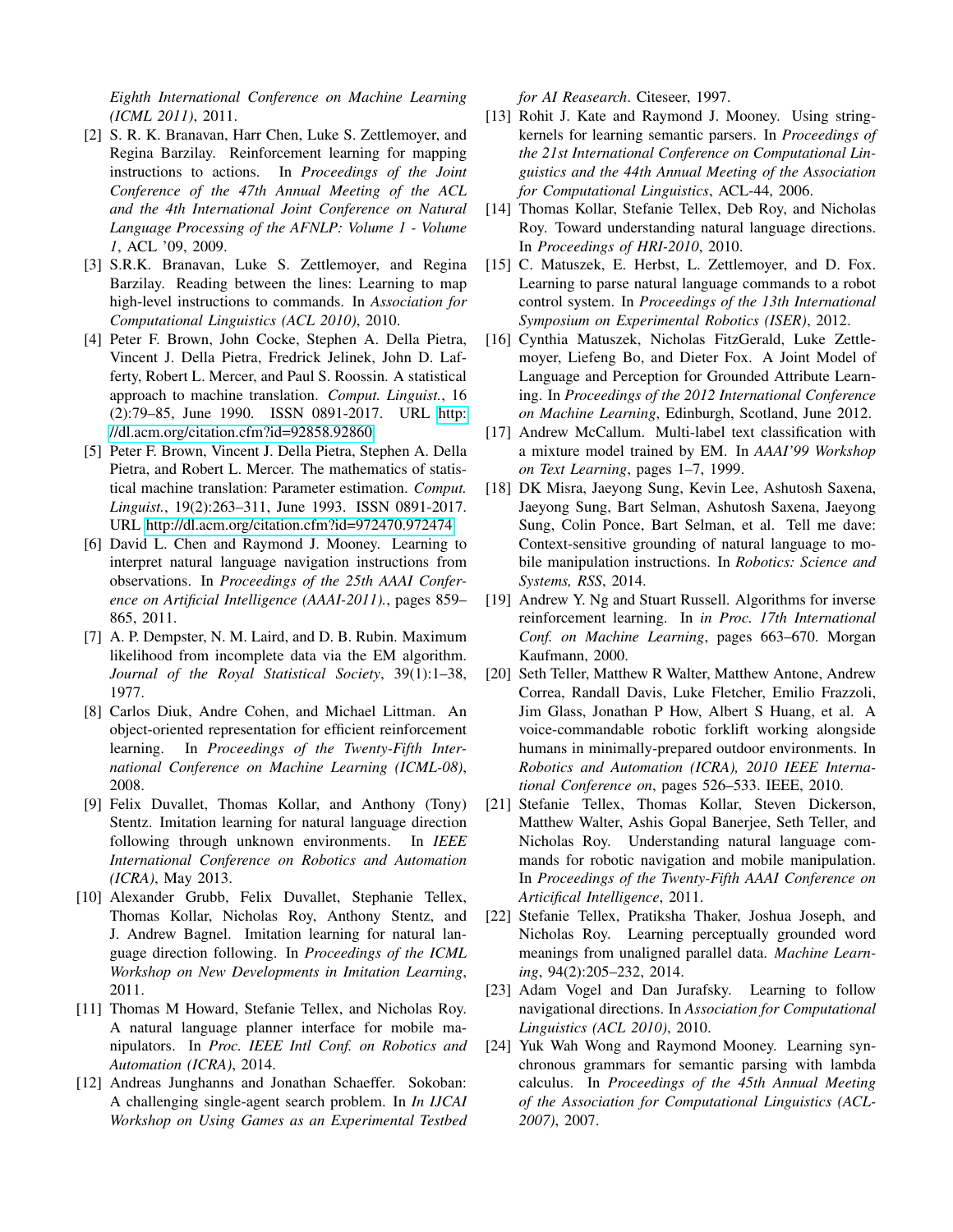*Eighth International Conference on Machine Learning (ICML 2011)*, 2011.

[2] S. R. K. Branavan, Harr Chen, Luke S. Zettlemoyer, and Regina Barzilay. Reinforcement learning for mapping instructions to actions. In *Proceedings of the Joint Conference of the 47th Annual Meeting of the ACL and the 4th International Joint Conference on Natural Language Processing of the AFNLP: Volume 1 - Volume 1*, ACL '09, 2009.

[3] S.R.K. Branavan, Luke S. Zettlemoyer, and Regina Barzilay. Reading between the lines: Learning to map high-level instructions to commands. In *Association for Computational Linguistics (ACL 2010)*, 2010.

[4] Peter F. Brown, John Cocke, Stephen A. Della Pietra, Vincent J. Della Pietra, Fredrick Jelinek, John D. Lafferty, Robert L. Mercer, and Paul S. Roossin. A statistical approach to machine translation. *Comput. Linguist.*, 16 (2):79–85, June 1990. ISSN 0891-2017. URL http://dl.acm.org/citation.cfm?id=92858.92860.

[5] Peter F. Brown, Vincent J. Della Pietra, Stephen A. Della Pietra, and Robert L. Mercer. The mathematics of statistical machine translation: Parameter estimation. *Comput. Linguist.*, 19(2):263–311, June 1993. ISSN 0891-2017. URL http://dl.acm.org/citation.cfm?id=972470.972474.

[6] David L. Chen and Raymond J. Mooney. Learning to interpret natural language navigation instructions from observations. In *Proceedings of the 25th AAAI Conference on Artificial Intelligence (AAAI-2011).*, pages 859–865, 2011.

[7] A. P. Dempster, N. M. Laird, and D. B. Rubin. Maximum likelihood from incomplete data via the EM algorithm. *Journal of the Royal Statistical Society*, 39(1):1–38, 1977.

[8] Carlos Diuk, Andre Cohen, and Michael Littman. An object-oriented representation for efficient reinforcement learning. In *Proceedings of the Twenty-Fifth International Conference on Machine Learning (ICML-08)*, 2008.

[9] Felix Duvallet, Thomas Kollar, and Anthony (Tony) Stentz. Imitation learning for natural language direction following through unknown environments. In *IEEE International Conference on Robotics and Automation (ICRA)*, May 2013.

[10] Alexander Grubb, Felix Duvallet, Stephanie Tellex, Thomas Kollar, Nicholas Roy, Anthony Stentz, and J. Andrew Bagnel. Imitation learning for natural language direction following. In *Proceedings of the ICML Workshop on New Developments in Imitation Learning*, 2011.

[11] Thomas M Howard, Stefanie Tellex, and Nicholas Roy. A natural language planner interface for mobile manipulators. In *Proc. IEEE Intl Conf. on Robotics and Automation (ICRA)*, 2014.

[12] Andreas Junghanns and Jonathan Schaeffer. Sokoban: A challenging single-agent search problem. In *In IJCAI Workshop on Using Games as an Experimental Testbed for AI Reasearch*. Citeseer, 1997.

[13] Rohit J. Kate and Raymond J. Mooney. Using string-kernels for learning semantic parsers. In *Proceedings of the 21st International Conference on Computational Linguistics and the 44th Annual Meeting of the Association for Computational Linguistics*, ACL-44, 2006.

[14] Thomas Kollar, Stefanie Tellex, Deb Roy, and Nicholas Roy. Toward understanding natural language directions. In *Proceedings of HRI-2010*, 2010.

[15] C. Matuszek, E. Herbst, L. Zettlemoyer, and D. Fox. Learning to parse natural language commands to a robot control system. In *Proceedings of the 13th International Symposium on Experimental Robotics (ISER)*, 2012.

[16] Cynthia Matuszek, Nicholas FitzGerald, Luke Zettlemoyer, Liefeng Bo, and Dieter Fox. A Joint Model of Language and Perception for Grounded Attribute Learning. In *Proceedings of the 2012 International Conference on Machine Learning*, Edinburgh, Scotland, June 2012.

[17] Andrew McCallum. Multi-label text classification with a mixture model trained by EM. In *AAAI'99 Workshop on Text Learning*, pages 1–7, 1999.

[18] DK Misra, Jaeyong Sung, Kevin Lee, Ashutosh Saxena, Jaeyong Sung, Bart Selman, Ashutosh Saxena, Jaeyong Sung, Colin Ponce, Bart Selman, et al. Tell me dave: Context-sensitive grounding of natural language to mobile manipulation instructions. In *Robotics: Science and Systems, RSS*, 2014.

[19] Andrew Y. Ng and Stuart Russell. Algorithms for inverse reinforcement learning. In *in Proc. 17th International Conf. on Machine Learning*, pages 663–670. Morgan Kaufmann, 2000.

[20] Seth Teller, Matthew R Walter, Matthew Antone, Andrew Correa, Randall Davis, Luke Fletcher, Emilio Frazzoli, Jim Glass, Jonathan P How, Albert S Huang, et al. A voice-commandable robotic forklift working alongside humans in minimally-prepared outdoor environments. In *Robotics and Automation (ICRA), 2010 IEEE International Conference on*, pages 526–533. IEEE, 2010.

[21] Stefanie Tellex, Thomas Kollar, Steven Dickerson, Matthew Walter, Ashis Gopal Banerjee, Seth Teller, and Nicholas Roy. Understanding natural language commands for robotic navigation and mobile manipulation. In *Proceedings of the Twenty-Fifth AAAI Conference on Articifical Intelligence*, 2011.

[22] Stefanie Tellex, Pratiksha Thaker, Joshua Joseph, and Nicholas Roy. Learning perceptually grounded word meanings from unaligned parallel data. *Machine Learning*, 94(2):205–232, 2014.

[23] Adam Vogel and Dan Jurafsky. Learning to follow navigational directions. In *Association for Computational Linguistics (ACL 2010)*, 2010.

[24] Yuk Wah Wong and Raymond Mooney. Learning synchronous grammars for semantic parsing with lambda calculus. In *Proceedings of the 45th Annual Meeting of the Association for Computational Linguistics (ACL-2007)*, 2007.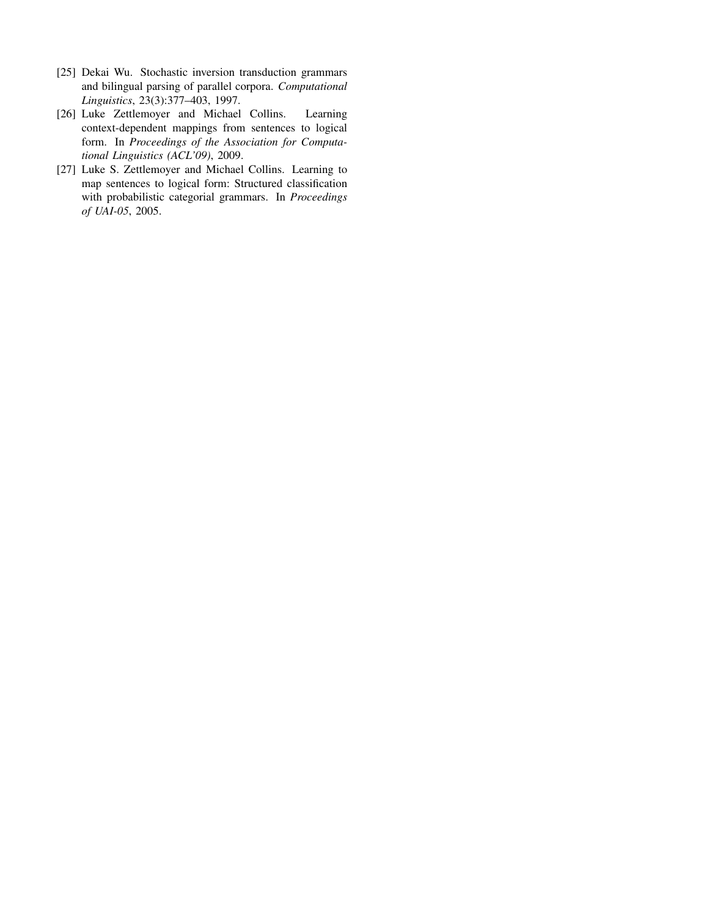[25] Dekai Wu. Stochastic inversion transduction grammars and bilingual parsing of parallel corpora. *Computational Linguistics*, 23(3):377–403, 1997.

[26] Luke Zettlemoyer and Michael Collins. Learning context-dependent mappings from sentences to logical form. In *Proceedings of the Association for Computational Linguistics (ACL'09)*, 2009.

[27] Luke S. Zettlemoyer and Michael Collins. Learning to map sentences to logical form: Structured classification with probabilistic categorial grammars. In *Proceedings of UAI-05*, 2005.